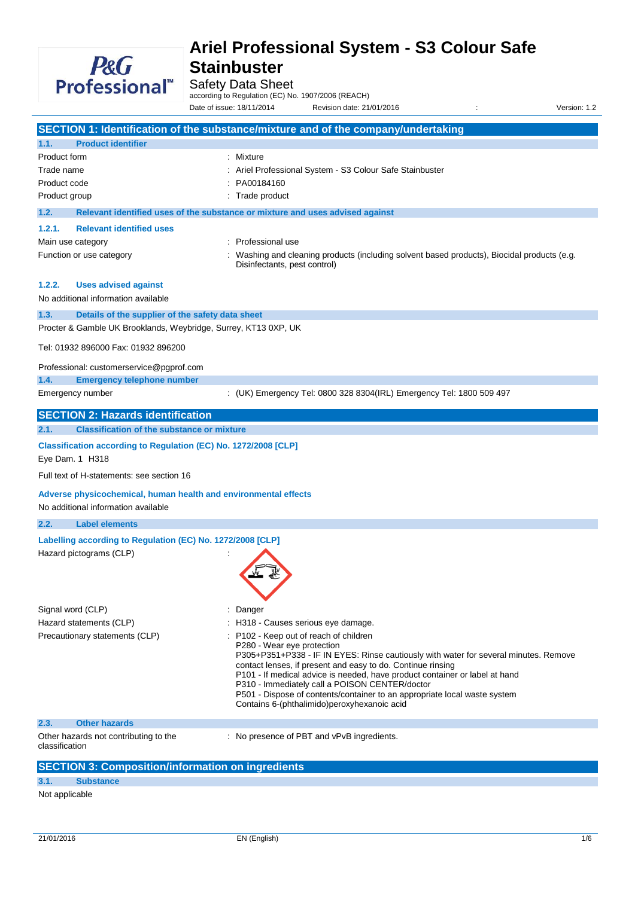# Ariel Professional System - S3 Colour Safe Stainbuster

Safety Data Sheet

according to Regulation (EC) No. 1907/2006 (REACH)

Date of issue: 18/11/2014 Revision date: 21/01/2016 : Version: 1.2

## SECTION 1: Identification of the substance/mixture and of the company/undertaking

### 1.1. Product identifier

| | |
|---|---|
| Product form | : Mixture |
| Trade name | : Ariel Professional System - S3 Colour Safe Stainbuster |
| Product code | : PA00184160 |
| Product group | : Trade product |

### 1.2. Relevant identified uses of the substance or mixture and uses advised against

#### 1.2.1. Relevant identified uses

| | |
|---|---|
| Main use category | : Professional use |
| Function or use category | : Washing and cleaning products (including solvent based products), Biocidal products (e.g. Disinfectants, pest control) |

#### 1.2.2. Uses advised against

No additional information available

### 1.3. Details of the supplier of the safety data sheet

Procter & Gamble UK Brooklands, Weybridge, Surrey, KT13 0XP, UK

Tel: 01932 896000 Fax: 01932 896200

Professional: customerservice@pgprof.com

### 1.4. Emergency telephone number

| | |
|---|---|
| Emergency number | : (UK) Emergency Tel: 0800 328 8304(IRL) Emergency Tel: 1800 509 497 |

## SECTION 2: Hazards identification

### 2.1. Classification of the substance or mixture

**Classification according to Regulation (EC) No. 1272/2008 [CLP]**

Eye Dam. 1 H318

Full text of H-statements: see section 16

**Adverse physicochemical, human health and environmental effects**

No additional information available

### 2.2. Label elements

**Labelling according to Regulation (EC) No. 1272/2008 [CLP]**

Hazard pictograms (CLP) :

| | |
|---|---|
| Signal word (CLP) | : Danger |
| Hazard statements (CLP) | : H318 - Causes serious eye damage. |
| Precautionary statements (CLP) | : P102 - Keep out of reach of children<br>P280 - Wear eye protection<br>P305+P351+P338 - IF IN EYES: Rinse cautiously with water for several minutes. Remove contact lenses, if present and easy to do. Continue rinsing<br>P101 - If medical advice is needed, have product container or label at hand<br>P310 - Immediately call a POISON CENTER/doctor<br>P501 - Dispose of contents/container to an appropriate local waste system<br>Contains 6-(phthalimido)peroxyhexanoic acid |

### 2.3. Other hazards

| | |
|---|---|
| Other hazards not contributing to the classification | : No presence of PBT and vPvB ingredients. |

## SECTION 3: Composition/information on ingredients

### 3.1. Substance

Not applicable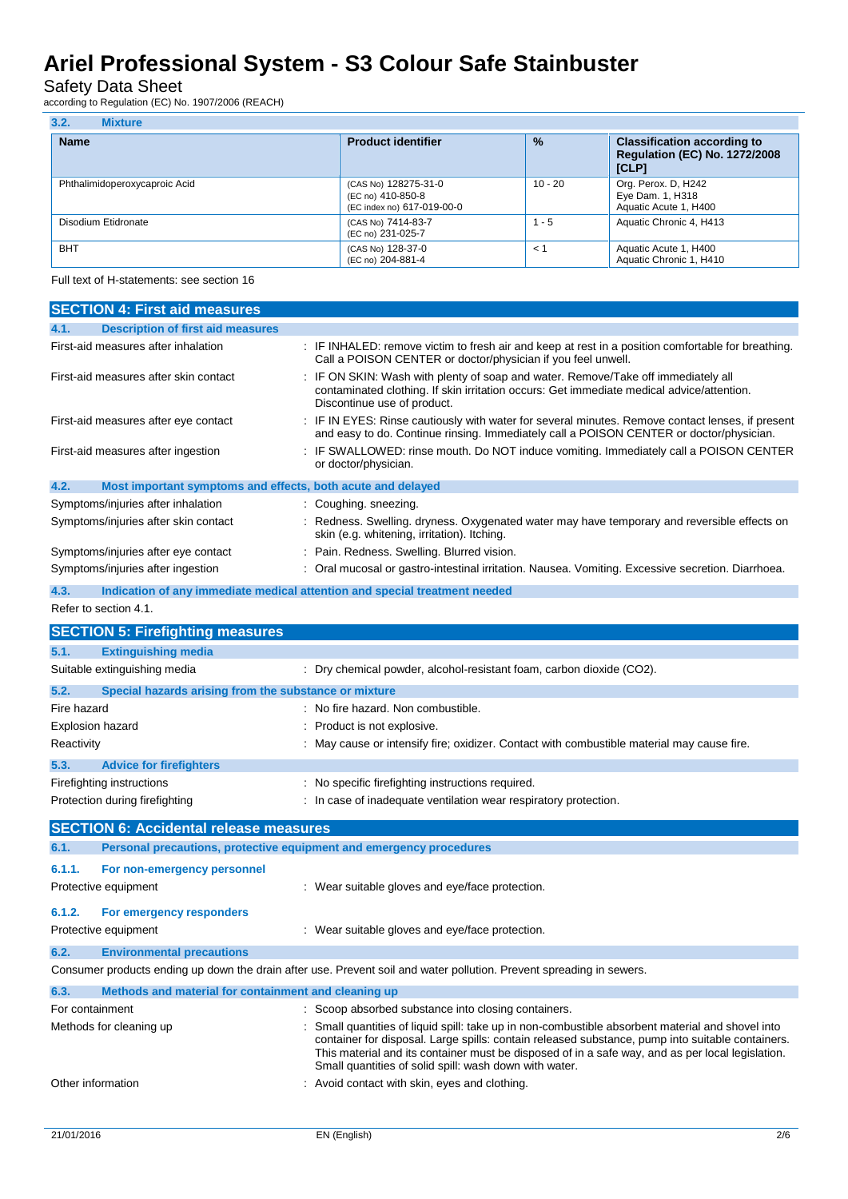### 3.2. Mixture

| Name | Product identifier | % | Classification according to Regulation (EC) No. 1272/2008 [CLP] |
|---|---|---|---|
| Phthalimidoperoxycaproic Acid | (CAS No) 128275-31-0<br>(EC no) 410-850-8<br>(EC index no) 617-019-00-0 | 10 - 20 | Org. Perox. D, H242<br>Eye Dam. 1, H318<br>Aquatic Acute 1, H400 |
| Disodium Etidronate | (CAS No) 7414-83-7<br>(EC no) 231-025-7 | 1 - 5 | Aquatic Chronic 4, H413 |
| BHT | (CAS No) 128-37-0<br>(EC no) 204-881-4 | < 1 | Aquatic Acute 1, H400<br>Aquatic Chronic 1, H410 |

Full text of H-statements: see section 16

## SECTION 4: First aid measures

### 4.1. Description of first aid measures

First-aid measures after inhalation : IF INHALED: remove victim to fresh air and keep at rest in a position comfortable for breathing. Call a POISON CENTER or doctor/physician if you feel unwell.

First-aid measures after skin contact : IF ON SKIN: Wash with plenty of soap and water. Remove/Take off immediately all contaminated clothing. If skin irritation occurs: Get immediate medical advice/attention. Discontinue use of product.

First-aid measures after eye contact : IF IN EYES: Rinse cautiously with water for several minutes. Remove contact lenses, if present and easy to do. Continue rinsing. Immediately call a POISON CENTER or doctor/physician.

First-aid measures after ingestion : IF SWALLOWED: rinse mouth. Do NOT induce vomiting. Immediately call a POISON CENTER or doctor/physician.

### 4.2. Most important symptoms and effects, both acute and delayed

Symptoms/injuries after inhalation : Coughing. sneezing.

Symptoms/injuries after skin contact : Redness. Swelling. dryness. Oxygenated water may have temporary and reversible effects on skin (e.g. whitening, irritation). Itching.

Symptoms/injuries after eye contact : Pain. Redness. Swelling. Blurred vision.

Symptoms/injuries after ingestion : Oral mucosal or gastro-intestinal irritation. Nausea. Vomiting. Excessive secretion. Diarrhoea.

### 4.3. Indication of any immediate medical attention and special treatment needed

Refer to section 4.1.

## SECTION 5: Firefighting measures

### 5.1. Extinguishing media

Suitable extinguishing media : Dry chemical powder, alcohol-resistant foam, carbon dioxide ($CO_2$).

### 5.2. Special hazards arising from the substance or mixture

Fire hazard : No fire hazard. Non combustible.

Explosion hazard : Product is not explosive.

Reactivity : May cause or intensify fire; oxidizer. Contact with combustible material may cause fire.

### 5.3. Advice for firefighters

Firefighting instructions : No specific firefighting instructions required.

Protection during firefighting : In case of inadequate ventilation wear respiratory protection.

## SECTION 6: Accidental release measures

### 6.1. Personal precautions, protective equipment and emergency procedures

#### 6.1.1. For non-emergency personnel

Protective equipment : Wear suitable gloves and eye/face protection.

#### 6.1.2. For emergency responders

Protective equipment : Wear suitable gloves and eye/face protection.

### 6.2. Environmental precautions

Consumer products ending up down the drain after use. Prevent soil and water pollution. Prevent spreading in sewers.

### 6.3. Methods and material for containment and cleaning up

For containment : Scoop absorbed substance into closing containers.

Methods for cleaning up : Small quantities of liquid spill: take up in non-combustible absorbent material and shovel into container for disposal. Large spills: contain released substance, pump into suitable containers. This material and its container must be disposed of in a safe way, and as per local legislation. Small quantities of solid spill: wash down with water.

Other information : Avoid contact with skin, eyes and clothing.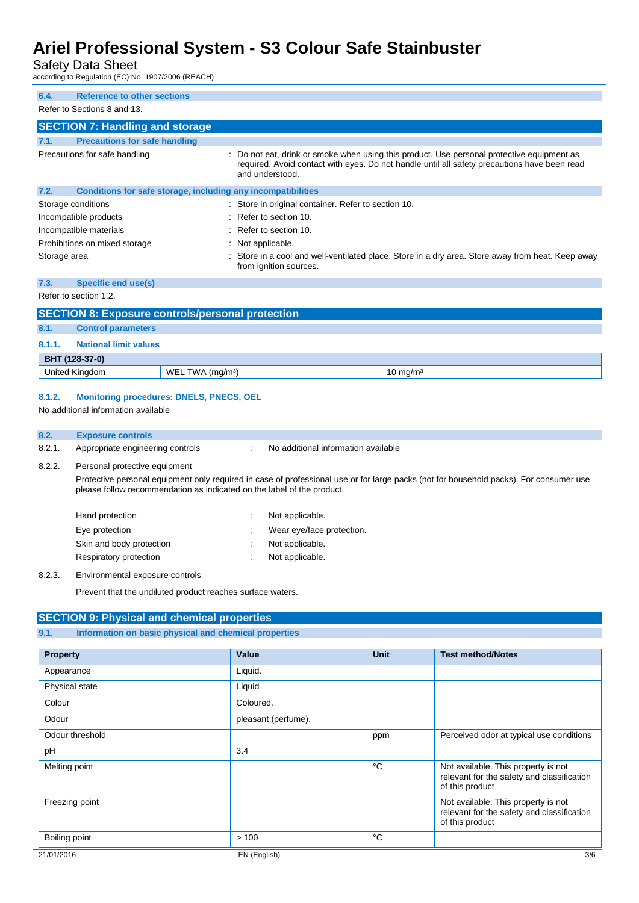### 6.4. Reference to other sections

Refer to Sections 8 and 13.

## SECTION 7: Handling and storage

### 7.1. Precautions for safe handling

Precautions for safe handling : Do not eat, drink or smoke when using this product. Use personal protective equipment as required. Avoid contact with eyes. Do not handle until all safety precautions have been read and understood.

### 7.2. Conditions for safe storage, including any incompatibilities

Storage conditions : Store in original container. Refer to section 10.

Incompatible products : Refer to section 10.

Incompatible materials : Refer to section 10.

Prohibitions on mixed storage : Not applicable.

Storage area : Store in a cool and well-ventilated place. Store in a dry area. Store away from heat. Keep away from ignition sources.

### 7.3. Specific end use(s)

Refer to section 1.2.

## SECTION 8: Exposure controls/personal protection

### 8.1. Control parameters

#### 8.1.1. National limit values

| BHT (128-37-0) | | |
|---|---|---|
| United Kingdom | WEL TWA (mg/m³) | 10 mg/m³ |

#### 8.1.2. Monitoring procedures: DNELS, PNECS, OEL

No additional information available

### 8.2. Exposure controls

8.2.1. Appropriate engineering controls : No additional information available

8.2.2. Personal protective equipment

Protective personal equipment only required in case of professional use or for large packs (not for household packs). For consumer use please follow recommendation as indicated on the label of the product.

Hand protection : Not applicable.

Eye protection : Wear eye/face protection.

Skin and body protection : Not applicable.

Respiratory protection : Not applicable.

8.2.3. Environmental exposure controls

Prevent that the undiluted product reaches surface waters.

## SECTION 9: Physical and chemical properties

### 9.1. Information on basic physical and chemical properties

| Property | Value | Unit | Test method/Notes |
|---|---|---|---|
| Appearance | Liquid. | | |
| Physical state | Liquid | | |
| Colour | Coloured. | | |
| Odour | pleasant (perfume). | | |
| Odour threshold | | ppm | Perceived odor at typical use conditions |
| pH | 3.4 | | |
| Melting point | | °C | Not available. This property is not relevant for the safety and classification of this product |
| Freezing point | | | Not available. This property is not relevant for the safety and classification of this product |
| Boiling point | > 100 | °C | |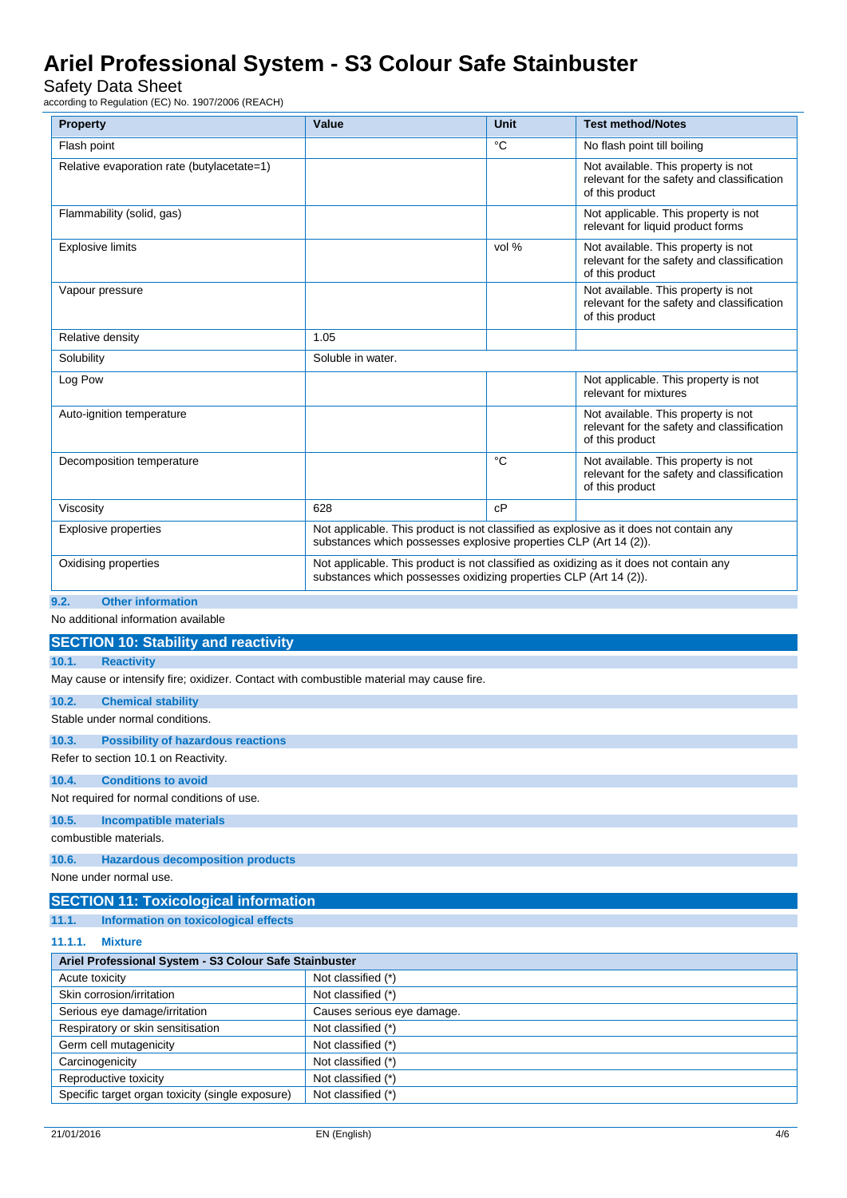| Property | Value | Unit | Test method/Notes |
|---|---|---|---|
| Flash point | | °C | No flash point till boiling |
| Relative evaporation rate (butylacetate=1) | | | Not available. This property is not relevant for the safety and classification of this product |
| Flammability (solid, gas) | | | Not applicable. This property is not relevant for liquid product forms |
| Explosive limits | | vol % | Not available. This property is not relevant for the safety and classification of this product |
| Vapour pressure | | | Not available. This property is not relevant for the safety and classification of this product |
| Relative density | 1.05 | | |
| Solubility | Soluble in water. | | |
| Log Pow | | | Not applicable. This property is not relevant for mixtures |
| Auto-ignition temperature | | | Not available. This property is not relevant for the safety and classification of this product |
| Decomposition temperature | | °C | Not available. This property is not relevant for the safety and classification of this product |
| Viscosity | 628 | cP | |
| Explosive properties | Not applicable. This product is not classified as explosive as it does not contain any substances which possesses explosive properties CLP (Art 14 (2)). | | |
| Oxidising properties | Not applicable. This product is not classified as oxidizing as it does not contain any substances which possesses oxidizing properties CLP (Art 14 (2)). | | |

### 9.2. Other information

No additional information available

## SECTION 10: Stability and reactivity

### 10.1. Reactivity

May cause or intensify fire; oxidizer. Contact with combustible material may cause fire.

### 10.2. Chemical stability

Stable under normal conditions.

### 10.3. Possibility of hazardous reactions

Refer to section 10.1 on Reactivity.

### 10.4. Conditions to avoid

Not required for normal conditions of use.

### 10.5. Incompatible materials

combustible materials.

### 10.6. Hazardous decomposition products

None under normal use.

## SECTION 11: Toxicological information

### 11.1. Information on toxicological effects

#### 11.1.1. Mixture

| Ariel Professional System - S3 Colour Safe Stainbuster | |
|---|---|
| Acute toxicity | Not classified (*) |
| Skin corrosion/irritation | Not classified (*) |
| Serious eye damage/irritation | Causes serious eye damage. |
| Respiratory or skin sensitisation | Not classified (*) |
| Germ cell mutagenicity | Not classified (*) |
| Carcinogenicity | Not classified (*) |
| Reproductive toxicity | Not classified (*) |
| Specific target organ toxicity (single exposure) | Not classified (*) |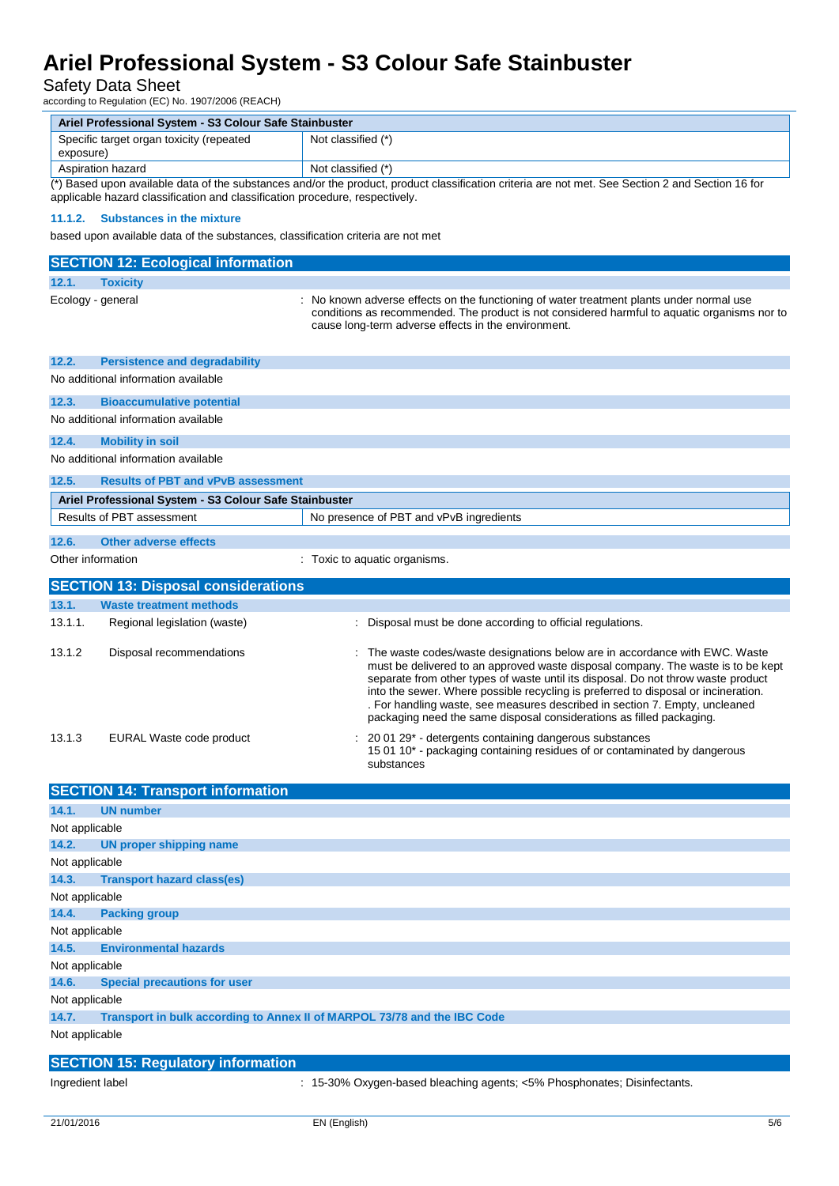| Ariel Professional System - S3 Colour Safe Stainbuster | |
|---|---|
| Specific target organ toxicity (repeated exposure) | Not classified (*) |
| Aspiration hazard | Not classified (*) |

(*) Based upon available data of the substances and/or the product, product classification criteria are not met. See Section 2 and Section 16 for applicable hazard classification and classification procedure, respectively.

#### 11.1.2. Substances in the mixture

based upon available data of the substances, classification criteria are not met

## SECTION 12: Ecological information

### 12.1. Toxicity

Ecology - general : No known adverse effects on the functioning of water treatment plants under normal use conditions as recommended. The product is not considered harmful to aquatic organisms nor to cause long-term adverse effects in the environment.

### 12.2. Persistence and degradability

No additional information available

### 12.3. Bioaccumulative potential

No additional information available

### 12.4. Mobility in soil

No additional information available

### 12.5. Results of PBT and vPvB assessment

| Ariel Professional System - S3 Colour Safe Stainbuster | |
|---|---|
| Results of PBT assessment | No presence of PBT and vPvB ingredients |

### 12.6. Other adverse effects

Other information : Toxic to aquatic organisms.

## SECTION 13: Disposal considerations

### 13.1. Waste treatment methods

13.1.1. Regional legislation (waste) : Disposal must be done according to official regulations.

13.1.2 Disposal recommendations : The waste codes/waste designations below are in accordance with EWC. Waste must be delivered to an approved waste disposal company. The waste is to be kept separate from other types of waste until its disposal. Do not throw waste product into the sewer. Where possible recycling is preferred to disposal or incineration. . For handling waste, see measures described in section 7. Empty, uncleaned packaging need the same disposal considerations as filled packaging.

13.1.3 EURAL Waste code product : 20 01 29* - detergents containing dangerous substances
15 01 10* - packaging containing residues of or contaminated by dangerous substances

## SECTION 14: Transport information

### 14.1. UN number

Not applicable

### 14.2. UN proper shipping name

Not applicable

### 14.3. Transport hazard class(es)

Not applicable

### 14.4. Packing group

Not applicable

### 14.5. Environmental hazards

Not applicable

### 14.6. Special precautions for user

Not applicable

### 14.7. Transport in bulk according to Annex II of MARPOL 73/78 and the IBC Code

Not applicable

## SECTION 15: Regulatory information

Ingredient label : 15-30% Oxygen-based bleaching agents; <5% Phosphonates; Disinfectants.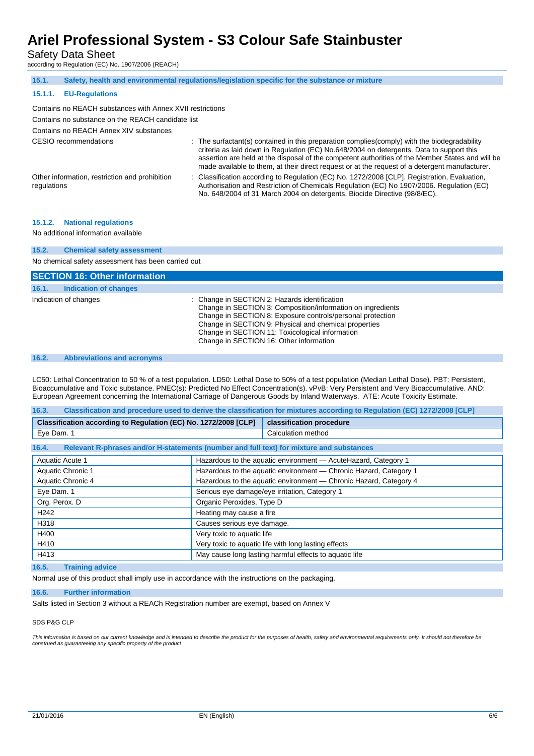### 15.1. Safety, health and environmental regulations/legislation specific for the substance or mixture

#### 15.1.1. EU-Regulations

Contains no REACH substances with Annex XVII restrictions

Contains no substance on the REACH candidate list

Contains no REACH Annex XIV substances

| | |
|---|---|
| CESIO recommendations | : The surfactant(s) contained in this preparation complies(comply) with the biodegradability criteria as laid down in Regulation (EC) No.648/2004 on detergents. Data to support this assertion are held at the disposal of the competent authorities of the Member States and will be made available to them, at their direct request or at the request of a detergent manufacturer. |
| Other information, restriction and prohibition regulations | : Classification according to Regulation (EC) No. 1272/2008 [CLP]. Registration, Evaluation, Authorisation and Restriction of Chemicals Regulation (EC) No 1907/2006. Regulation (EC) No. 648/2004 of 31 March 2004 on detergents. Biocide Directive (98/8/EC). |

#### 15.1.2. National regulations

No additional information available

### 15.2. Chemical safety assessment

No chemical safety assessment has been carried out

## SECTION 16: Other information

### 16.1. Indication of changes

Indication of changes :
Change in SECTION 2: Hazards identification
Change in SECTION 3: Composition/information on ingredients
Change in SECTION 8: Exposure controls/personal protection
Change in SECTION 9: Physical and chemical properties
Change in SECTION 11: Toxicological information
Change in SECTION 16: Other information

### 16.2. Abbreviations and acronyms

LC50: Lethal Concentration to 50 % of a test population. LD50: Lethal Dose to 50% of a test population (Median Lethal Dose). PBT: Persistent, Bioaccumulative and Toxic substance. PNEC(s): Predicted No Effect Concentration(s). vPvB: Very Persistent and Very Bioaccumulative. AND: European Agreement concerning the International Carriage of Dangerous Goods by Inland Waterways. ATE: Acute Toxicity Estimate.

### 16.3. Classification and procedure used to derive the classification for mixtures according to Regulation (EC) 1272/2008 [CLP]

| Classification according to Regulation (EC) No. 1272/2008 [CLP] | classification procedure |
|---|---|
| Eye Dam. 1 | Calculation method |

### 16.4. Relevant R-phrases and/or H-statements (number and full text) for mixture and substances

| | |
|---|---|
| Aquatic Acute 1 | Hazardous to the aquatic environment — AcuteHazard, Category 1 |
| Aquatic Chronic 1 | Hazardous to the aquatic environment — Chronic Hazard, Category 1 |
| Aquatic Chronic 4 | Hazardous to the aquatic environment — Chronic Hazard, Category 4 |
| Eye Dam. 1 | Serious eye damage/eye irritation, Category 1 |
| Org. Perox. D | Organic Peroxides, Type D |
| H242 | Heating may cause a fire |
| H318 | Causes serious eye damage. |
| H400 | Very toxic to aquatic life |
| H410 | Very toxic to aquatic life with long lasting effects |
| H413 | May cause long lasting harmful effects to aquatic life |

### 16.5. Training advice

Normal use of this product shall imply use in accordance with the instructions on the packaging.

### 16.6. Further information

Salts listed in Section 3 without a REACh Registration number are exempt, based on Annex V

SDS P&G CLP

*This information is based on our current knowledge and is intended to describe the product for the purposes of health, safety and environmental requirements only. It should not therefore be construed as guaranteeing any specific property of the product*